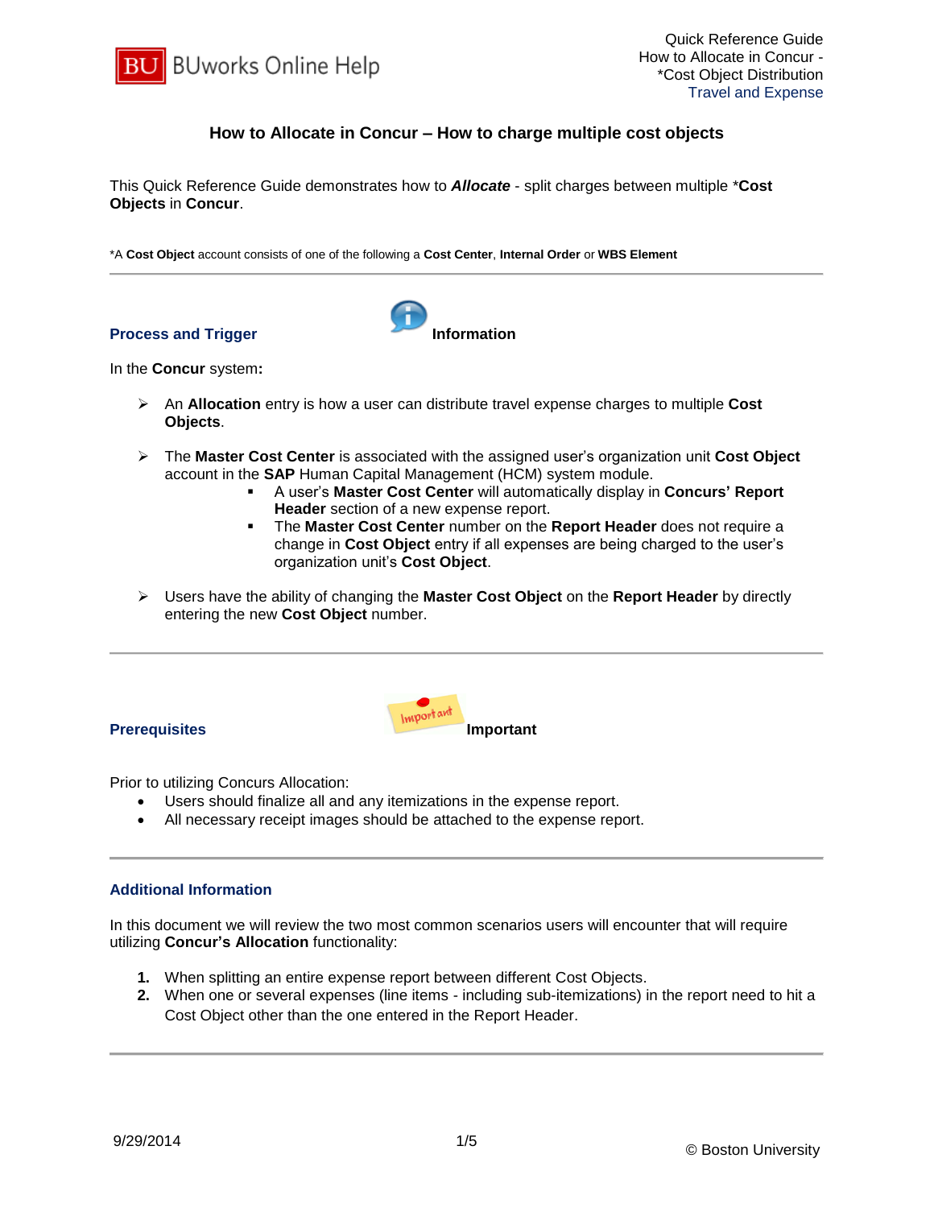# How to Allocate in Concur – How to charge multiple cost objects

This Quick Reference Guide demonstrates how to ***Allocate*** - split charges between multiple ***Cost Objects** in **Concur**.

*A **Cost Object** account consists of one of the following a **Cost Center**, **Internal Order** or **WBS Element**

---

## Process and Trigger

**Information**

In the **Concur** system**:**

- An **Allocation** entry is how a user can distribute travel expense charges to multiple **Cost Objects**.
- The **Master Cost Center** is associated with the assigned user's organization unit **Cost Object** account in the **SAP** Human Capital Management (HCM) system module.
  - A user's **Master Cost Center** will automatically display in **Concurs' Report Header** section of a new expense report.
  - The **Master Cost Center** number on the **Report Header** does not require a change in **Cost Object** entry if all expenses are being charged to the user's organization unit's **Cost Object**.
- Users have the ability of changing the **Master Cost Object** on the **Report Header** by directly entering the new **Cost Object** number.

---

## Prerequisites

**Important**

Prior to utilizing Concurs Allocation:

- Users should finalize all and any itemizations in the expense report.
- All necessary receipt images should be attached to the expense report.

---

## Additional Information

In this document we will review the two most common scenarios users will encounter that will require utilizing **Concur's Allocation** functionality:

1. When splitting an entire expense report between different Cost Objects.
2. When one or several expenses (line items - including sub-itemizations) in the report need to hit a Cost Object other than the one entered in the Report Header.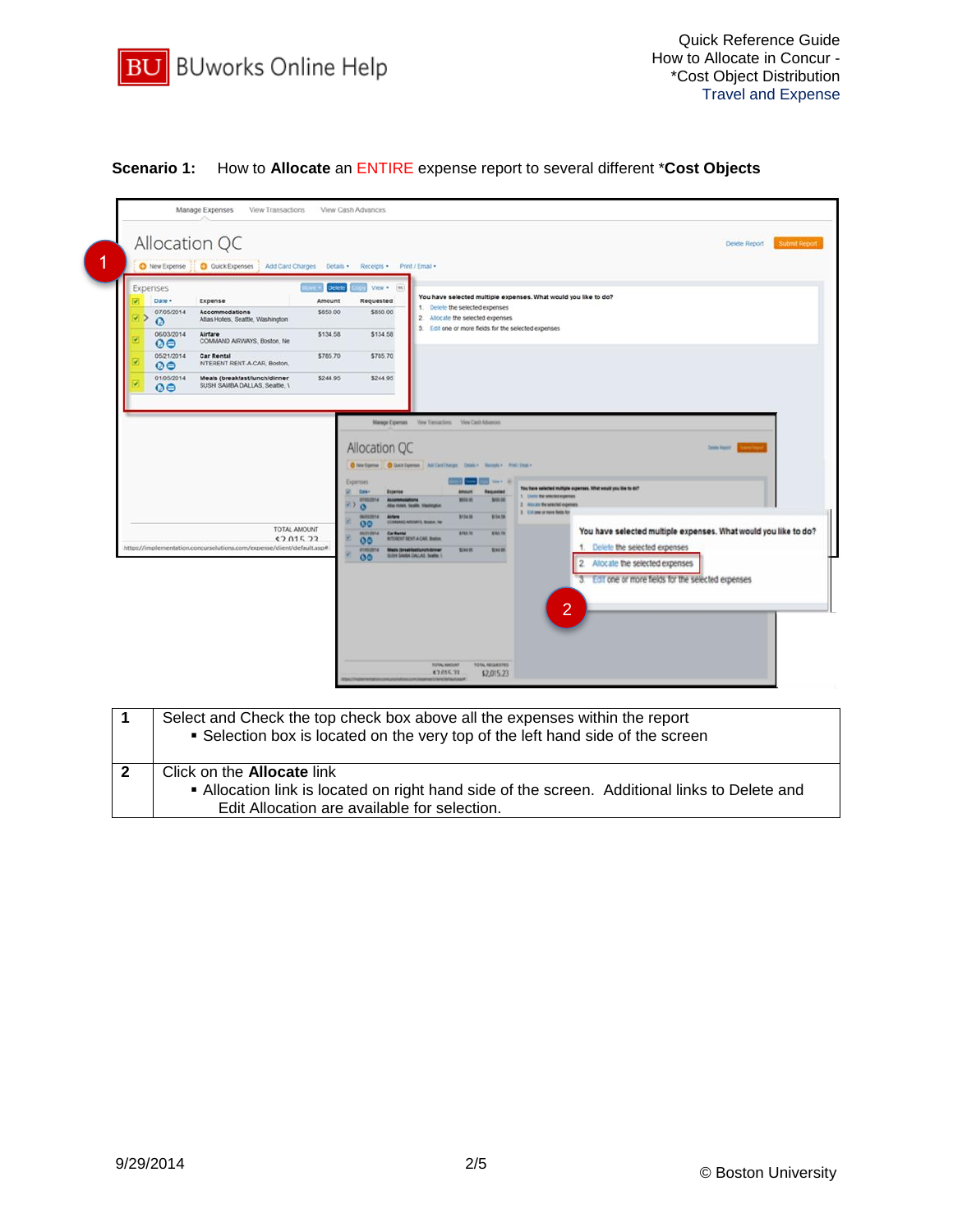**Scenario 1:** How to **Allocate** an ENTIRE expense report to several different ***Cost Objects**

| | |
|---|---|
| **1** | Select and Check the top check box above all the expenses within the report<br>▪ Selection box is located on the very top of the left hand side of the screen |
| **2** | Click on the **Allocate** link<br>▪ Allocation link is located on right hand side of the screen. Additional links to Delete and Edit Allocation are available for selection. |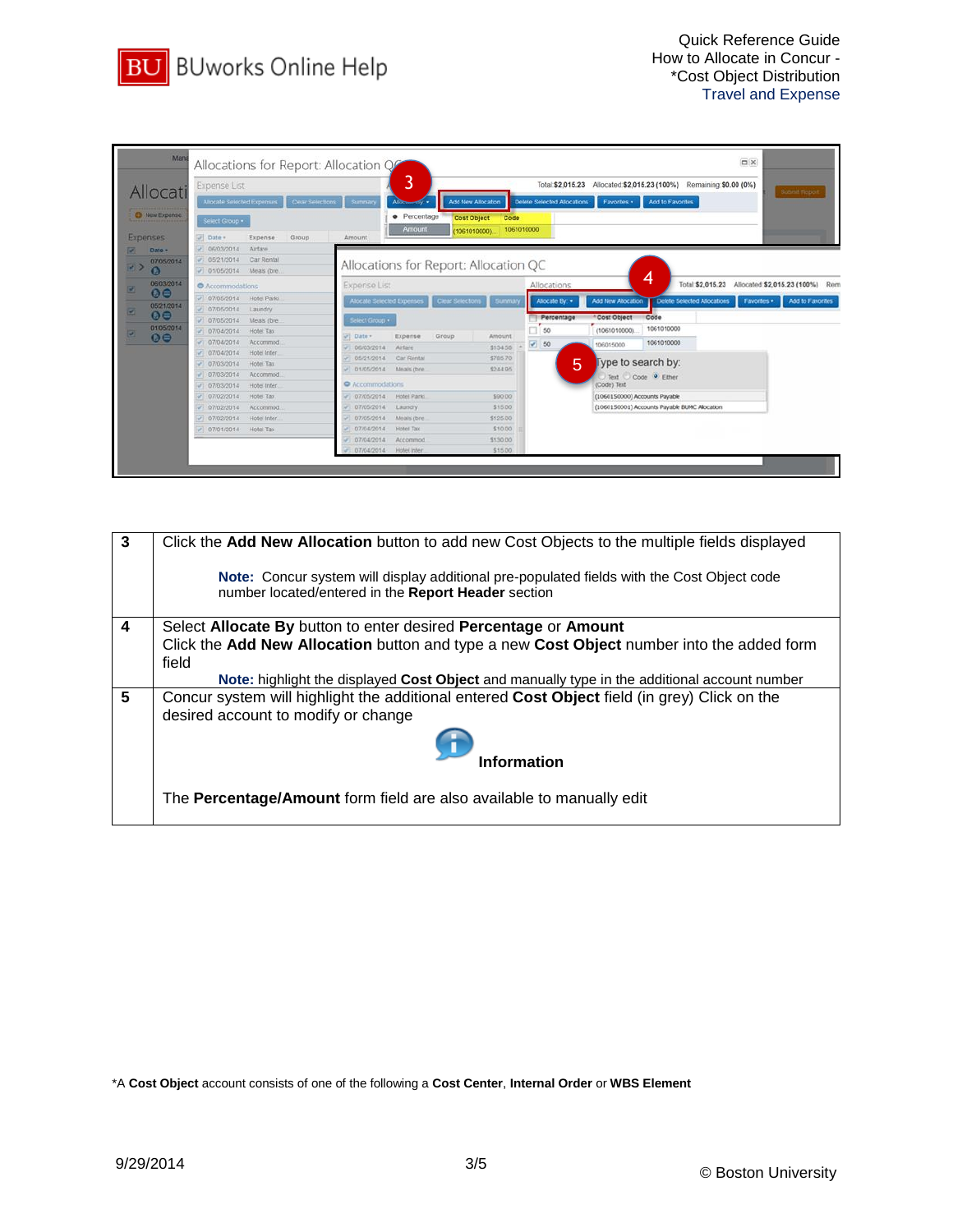| | |
|---|---|
| **3** | Click the **Add New Allocation** button to add new Cost Objects to the multiple fields displayed<br><br>**Note:** Concur system will display additional pre-populated fields with the Cost Object code number located/entered in the **Report Header** section |
| **4** | Select **Allocate By** button to enter desired **Percentage** or **Amount**<br>Click the **Add New Allocation** button and type a new **Cost Object** number into the added form field<br>**Note:** highlight the displayed **Cost Object** and manually type in the additional account number |
| **5** | Concur system will highlight the additional entered **Cost Object** field (in grey) Click on the desired account to modify or change<br><br>**Information**<br><br>The **Percentage/Amount** form field are also available to manually edit |

*A **Cost Object** account consists of one of the following a **Cost Center**, **Internal Order** or **WBS Element**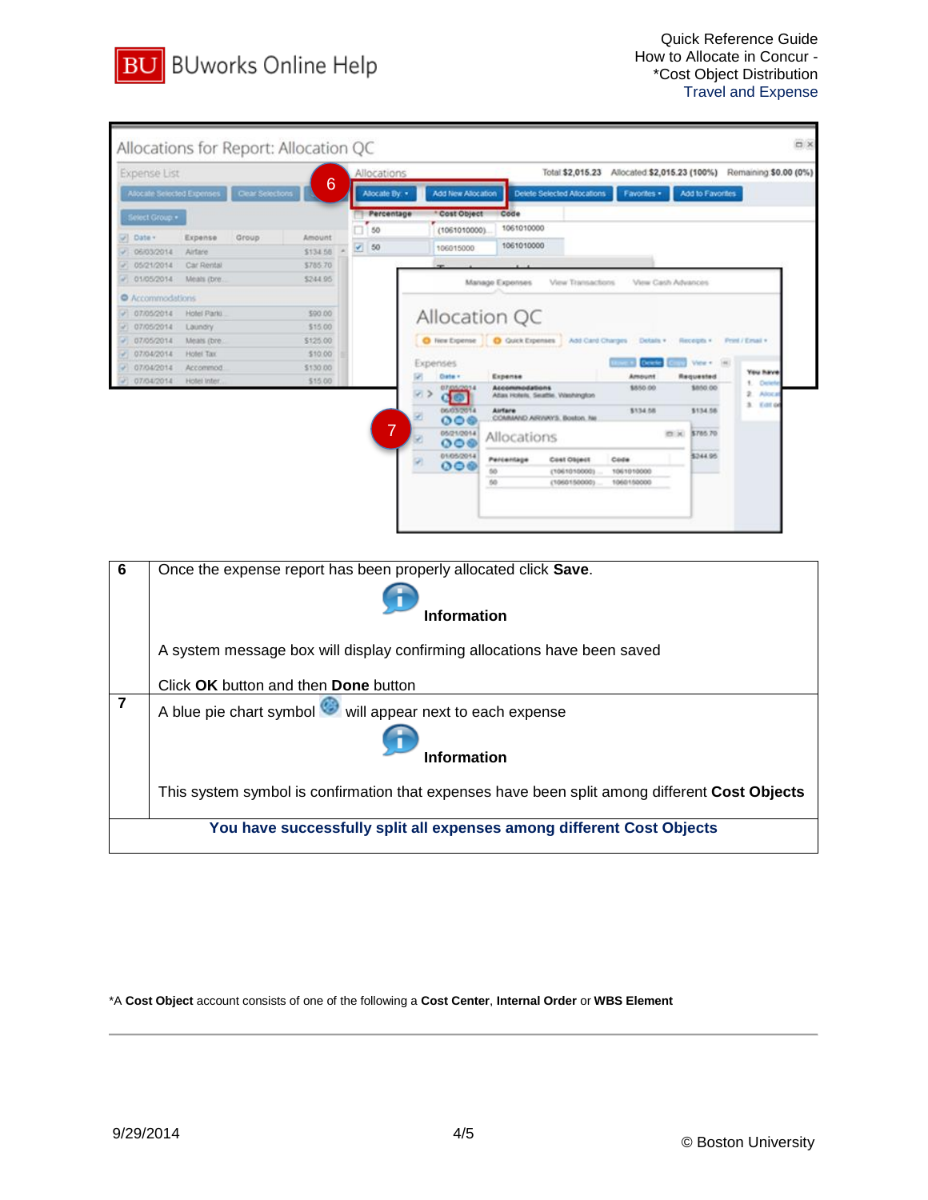| | |
|---|---|
| **6** | Once the expense report has been properly allocated click **Save**.<br><br>**Information**<br><br>A system message box will display confirming allocations have been saved<br><br>Click **OK** button and then **Done** button |
| **7** | A blue pie chart symbol will appear next to each expense<br><br>**Information**<br><br>This system symbol is confirmation that expenses have been split among different **Cost Objects** |

**You have successfully split all expenses among different Cost Objects**

*A **Cost Object** account consists of one of the following a **Cost Center**, **Internal Order** or **WBS Element**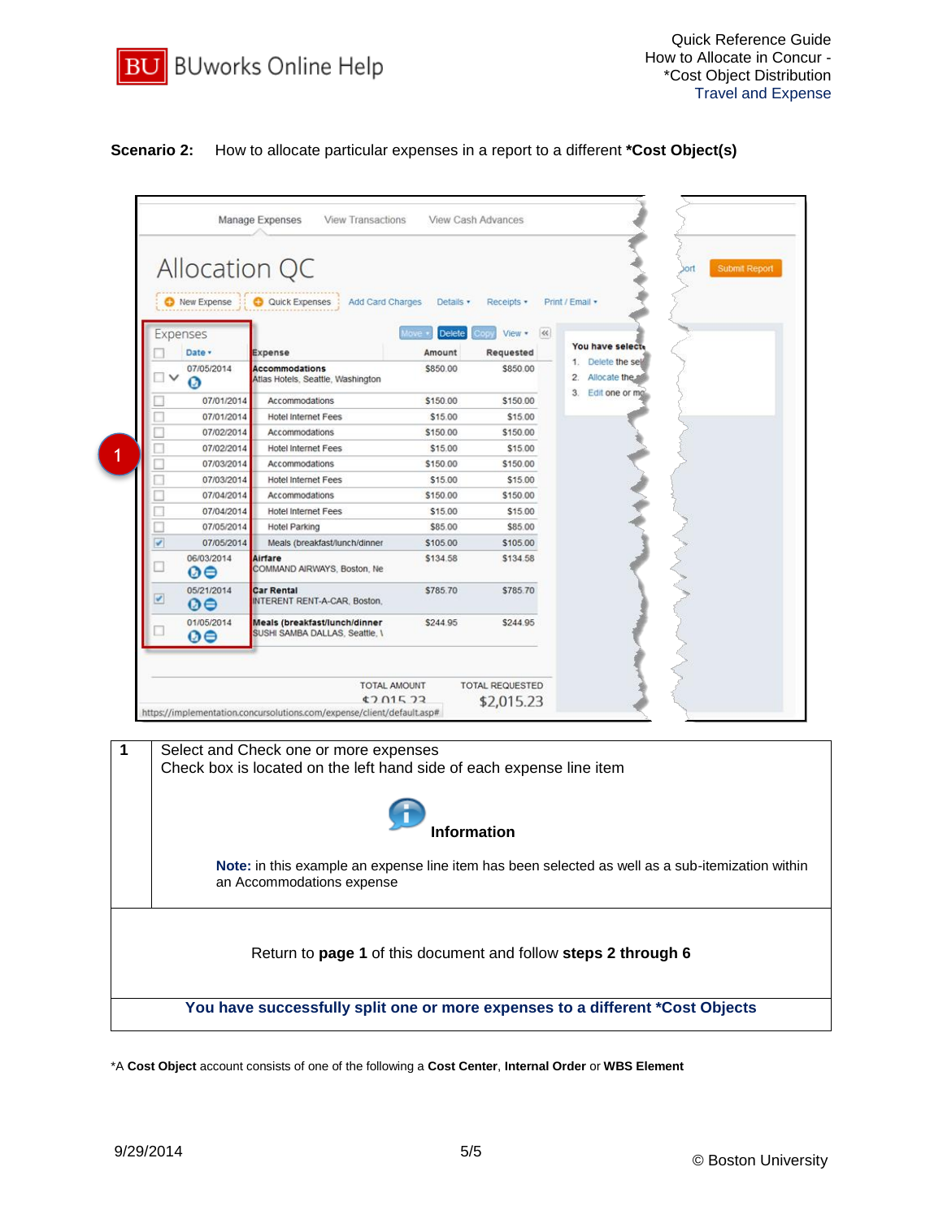**Scenario 2:** How to allocate particular expenses in a report to a different ***Cost Object(s)**

| | |
|---|---|
| **1** | Select and Check one or more expenses<br>Check box is located on the left hand side of each expense line item<br><br>**Information**<br><br>**Note:** in this example an expense line item has been selected as well as a sub-itemization within an Accommodations expense |
| | Return to **page 1** of this document and follow **steps 2 through 6** |
| | **You have successfully split one or more expenses to a different *Cost Objects** |

*A **Cost Object** account consists of one of the following a **Cost Center**, **Internal Order** or **WBS Element**